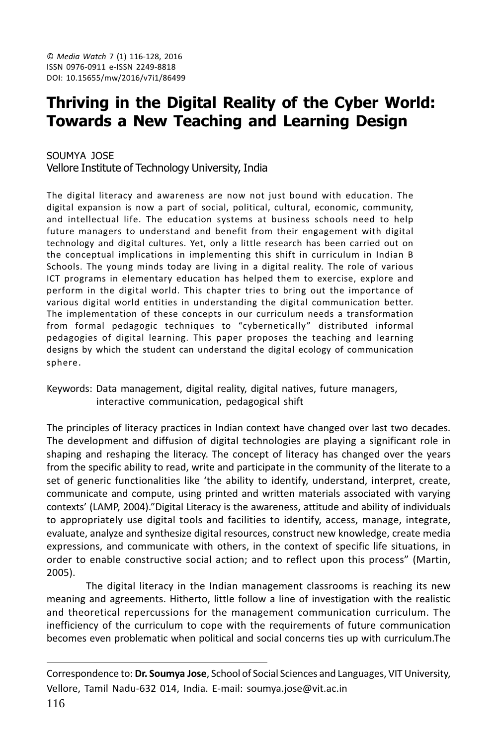© *Media Watch* 7 (1) 116-128, 2016
ISSN 0976-0911 e-ISSN 2249-8818
DOI: 10.15655/mw/2016/v7i1/86499

# Thriving in the Digital Reality of the Cyber World: Towards a New Teaching and Learning Design

SOUMYA JOSE
Vellore Institute of Technology University, India

The digital literacy and awareness are now not just bound with education. The digital expansion is now a part of social, political, cultural, economic, community, and intellectual life. The education systems at business schools need to help future managers to understand and benefit from their engagement with digital technology and digital cultures. Yet, only a little research has been carried out on the conceptual implications in implementing this shift in curriculum in Indian B Schools. The young minds today are living in a digital reality. The role of various ICT programs in elementary education has helped them to exercise, explore and perform in the digital world. This chapter tries to bring out the importance of various digital world entities in understanding the digital communication better. The implementation of these concepts in our curriculum needs a transformation from formal pedagogic techniques to "cybernetically" distributed informal pedagogies of digital learning. This paper proposes the teaching and learning designs by which the student can understand the digital ecology of communication sphere.

Keywords: Data management, digital reality, digital natives, future managers, interactive communication, pedagogical shift

The principles of literacy practices in Indian context have changed over last two decades. The development and diffusion of digital technologies are playing a significant role in shaping and reshaping the literacy. The concept of literacy has changed over the years from the specific ability to read, write and participate in the community of the literate to a set of generic functionalities like 'the ability to identify, understand, interpret, create, communicate and compute, using printed and written materials associated with varying contexts' (LAMP, 2004)."Digital Literacy is the awareness, attitude and ability of individuals to appropriately use digital tools and facilities to identify, access, manage, integrate, evaluate, analyze and synthesize digital resources, construct new knowledge, create media expressions, and communicate with others, in the context of specific life situations, in order to enable constructive social action; and to reflect upon this process" (Martin, 2005).

The digital literacy in the Indian management classrooms is reaching its new meaning and agreements. Hitherto, little follow a line of investigation with the realistic and theoretical repercussions for the management communication curriculum. The inefficiency of the curriculum to cope with the requirements of future communication becomes even problematic when political and social concerns ties up with curriculum.The

---

Correspondence to: **Dr. Soumya Jose**, School of Social Sciences and Languages, VIT University, Vellore, Tamil Nadu-632 014, India. E-mail: soumya.jose@vit.ac.in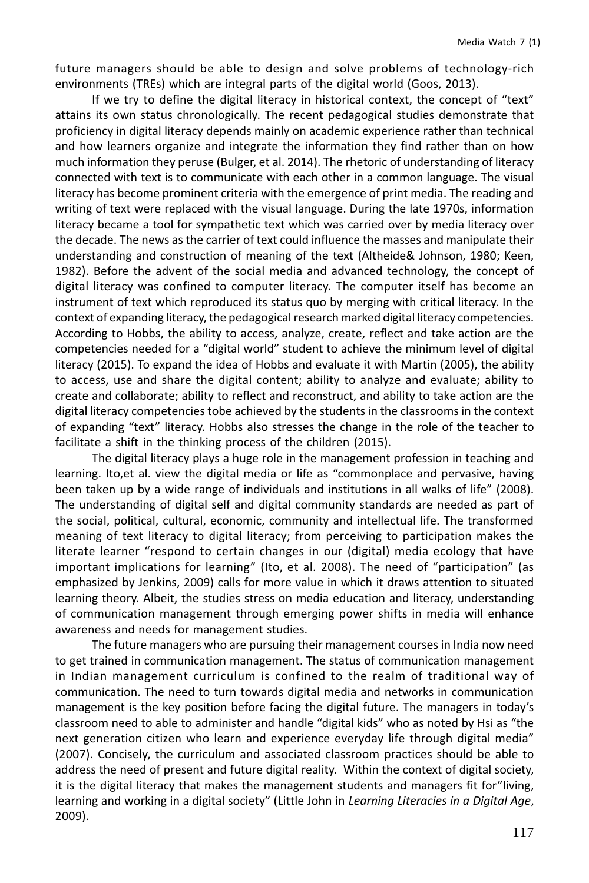future managers should be able to design and solve problems of technology-rich environments (TREs) which are integral parts of the digital world (Goos, 2013).

If we try to define the digital literacy in historical context, the concept of "text" attains its own status chronologically. The recent pedagogical studies demonstrate that proficiency in digital literacy depends mainly on academic experience rather than technical and how learners organize and integrate the information they find rather than on how much information they peruse (Bulger, et al. 2014). The rhetoric of understanding of literacy connected with text is to communicate with each other in a common language. The visual literacy has become prominent criteria with the emergence of print media. The reading and writing of text were replaced with the visual language. During the late 1970s, information literacy became a tool for sympathetic text which was carried over by media literacy over the decade. The news as the carrier of text could influence the masses and manipulate their understanding and construction of meaning of the text (Altheide& Johnson, 1980; Keen, 1982). Before the advent of the social media and advanced technology, the concept of digital literacy was confined to computer literacy. The computer itself has become an instrument of text which reproduced its status quo by merging with critical literacy. In the context of expanding literacy, the pedagogical research marked digital literacy competencies. According to Hobbs, the ability to access, analyze, create, reflect and take action are the competencies needed for a "digital world" student to achieve the minimum level of digital literacy (2015). To expand the idea of Hobbs and evaluate it with Martin (2005), the ability to access, use and share the digital content; ability to analyze and evaluate; ability to create and collaborate; ability to reflect and reconstruct, and ability to take action are the digital literacy competencies tobe achieved by the students in the classrooms in the context of expanding "text" literacy. Hobbs also stresses the change in the role of the teacher to facilitate a shift in the thinking process of the children (2015).

The digital literacy plays a huge role in the management profession in teaching and learning. Ito,et al. view the digital media or life as "commonplace and pervasive, having been taken up by a wide range of individuals and institutions in all walks of life" (2008). The understanding of digital self and digital community standards are needed as part of the social, political, cultural, economic, community and intellectual life. The transformed meaning of text literacy to digital literacy; from perceiving to participation makes the literate learner "respond to certain changes in our (digital) media ecology that have important implications for learning" (Ito, et al. 2008). The need of "participation" (as emphasized by Jenkins, 2009) calls for more value in which it draws attention to situated learning theory. Albeit, the studies stress on media education and literacy, understanding of communication management through emerging power shifts in media will enhance awareness and needs for management studies.

The future managers who are pursuing their management courses in India now need to get trained in communication management. The status of communication management in Indian management curriculum is confined to the realm of traditional way of communication. The need to turn towards digital media and networks in communication management is the key position before facing the digital future. The managers in today's classroom need to able to administer and handle "digital kids" who as noted by Hsi as "the next generation citizen who learn and experience everyday life through digital media" (2007). Concisely, the curriculum and associated classroom practices should be able to address the need of present and future digital reality. Within the context of digital society, it is the digital literacy that makes the management students and managers fit for"living, learning and working in a digital society" (Little John in *Learning Literacies in a Digital Age*, 2009).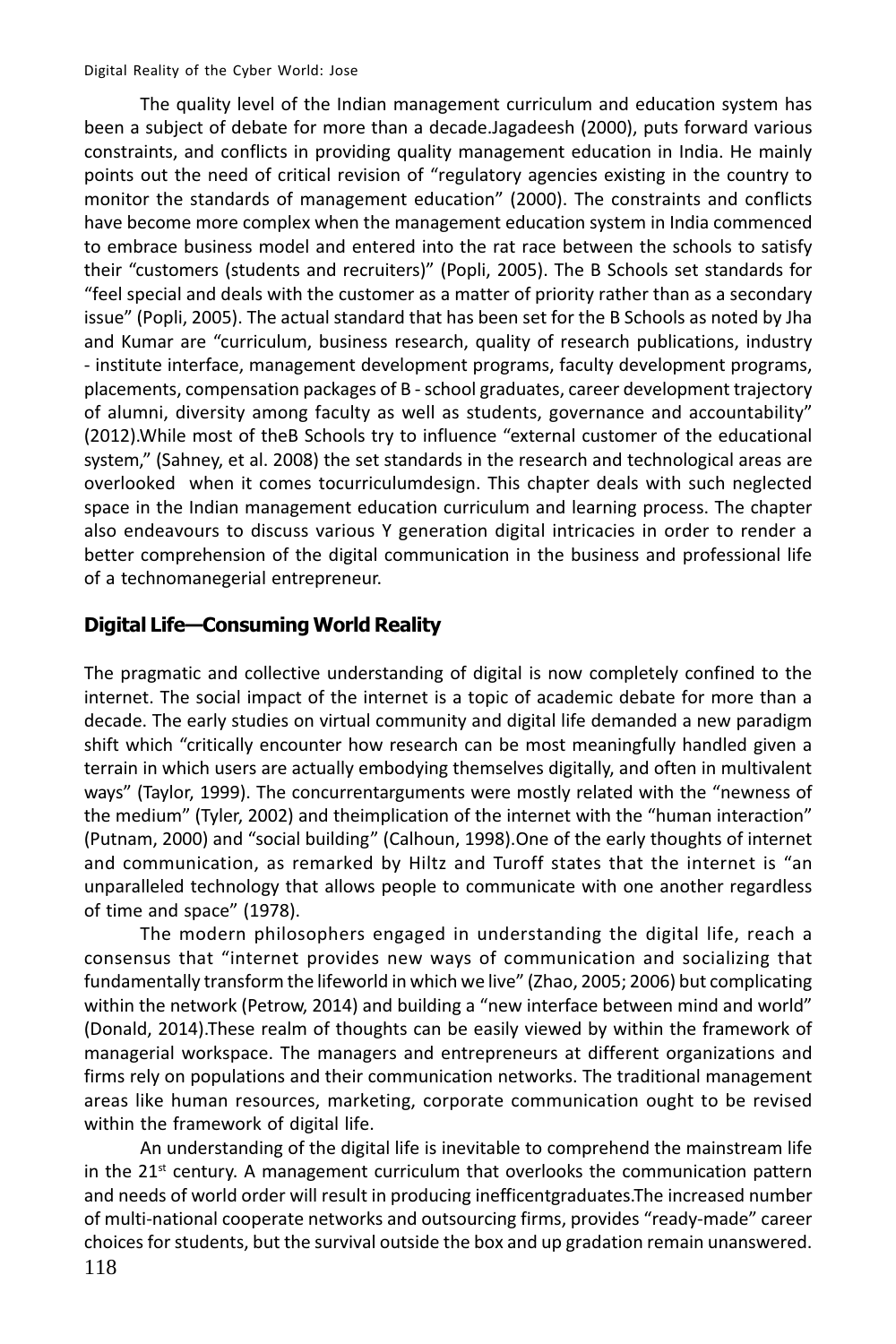The quality level of the Indian management curriculum and education system has been a subject of debate for more than a decade.Jagadeesh (2000), puts forward various constraints, and conflicts in providing quality management education in India. He mainly points out the need of critical revision of "regulatory agencies existing in the country to monitor the standards of management education" (2000). The constraints and conflicts have become more complex when the management education system in India commenced to embrace business model and entered into the rat race between the schools to satisfy their "customers (students and recruiters)" (Popli, 2005). The B Schools set standards for "feel special and deals with the customer as a matter of priority rather than as a secondary issue" (Popli, 2005). The actual standard that has been set for the B Schools as noted by Jha and Kumar are "curriculum, business research, quality of research publications, industry - institute interface, management development programs, faculty development programs, placements, compensation packages of B - school graduates, career development trajectory of alumni, diversity among faculty as well as students, governance and accountability" (2012).While most of theB Schools try to influence "external customer of the educational system," (Sahney, et al. 2008) the set standards in the research and technological areas are overlooked when it comes tocurriculumdesign. This chapter deals with such neglected space in the Indian management education curriculum and learning process. The chapter also endeavours to discuss various Y generation digital intricacies in order to render a better comprehension of the digital communication in the business and professional life of a technomanegerial entrepreneur.

## Digital Life—Consuming World Reality

The pragmatic and collective understanding of digital is now completely confined to the internet. The social impact of the internet is a topic of academic debate for more than a decade. The early studies on virtual community and digital life demanded a new paradigm shift which "critically encounter how research can be most meaningfully handled given a terrain in which users are actually embodying themselves digitally, and often in multivalent ways" (Taylor, 1999). The concurrentarguments were mostly related with the "newness of the medium" (Tyler, 2002) and theimplication of the internet with the "human interaction" (Putnam, 2000) and "social building" (Calhoun, 1998).One of the early thoughts of internet and communication, as remarked by Hiltz and Turoff states that the internet is "an unparalleled technology that allows people to communicate with one another regardless of time and space" (1978).

The modern philosophers engaged in understanding the digital life, reach a consensus that "internet provides new ways of communication and socializing that fundamentally transform the lifeworld in which we live" (Zhao, 2005; 2006) but complicating within the network (Petrow, 2014) and building a "new interface between mind and world" (Donald, 2014).These realm of thoughts can be easily viewed by within the framework of managerial workspace. The managers and entrepreneurs at different organizations and firms rely on populations and their communication networks. The traditional management areas like human resources, marketing, corporate communication ought to be revised within the framework of digital life.

An understanding of the digital life is inevitable to comprehend the mainstream life in the 21st century. A management curriculum that overlooks the communication pattern and needs of world order will result in producing inefficentgraduates.The increased number of multi-national cooperate networks and outsourcing firms, provides "ready-made" career choices for students, but the survival outside the box and up gradation remain unanswered.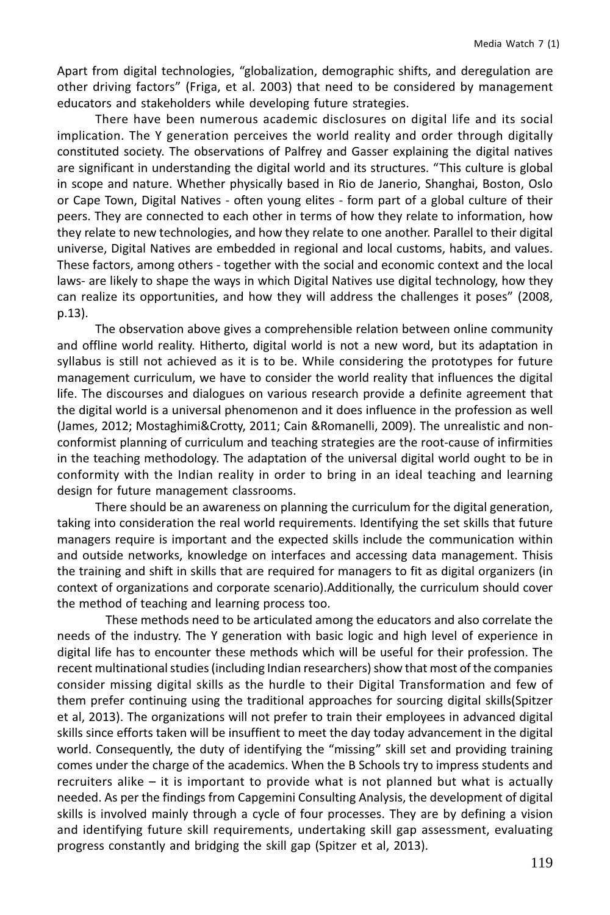Apart from digital technologies, "globalization, demographic shifts, and deregulation are other driving factors" (Friga, et al. 2003) that need to be considered by management educators and stakeholders while developing future strategies.

There have been numerous academic disclosures on digital life and its social implication. The Y generation perceives the world reality and order through digitally constituted society. The observations of Palfrey and Gasser explaining the digital natives are significant in understanding the digital world and its structures. "This culture is global in scope and nature. Whether physically based in Rio de Janerio, Shanghai, Boston, Oslo or Cape Town, Digital Natives - often young elites - form part of a global culture of their peers. They are connected to each other in terms of how they relate to information, how they relate to new technologies, and how they relate to one another. Parallel to their digital universe, Digital Natives are embedded in regional and local customs, habits, and values. These factors, among others - together with the social and economic context and the local laws- are likely to shape the ways in which Digital Natives use digital technology, how they can realize its opportunities, and how they will address the challenges it poses" (2008, p.13).

The observation above gives a comprehensible relation between online community and offline world reality. Hitherto, digital world is not a new word, but its adaptation in syllabus is still not achieved as it is to be. While considering the prototypes for future management curriculum, we have to consider the world reality that influences the digital life. The discourses and dialogues on various research provide a definite agreement that the digital world is a universal phenomenon and it does influence in the profession as well (James, 2012; Mostaghimi&Crotty, 2011; Cain &Romanelli, 2009). The unrealistic and non-conformist planning of curriculum and teaching strategies are the root-cause of infirmities in the teaching methodology. The adaptation of the universal digital world ought to be in conformity with the Indian reality in order to bring in an ideal teaching and learning design for future management classrooms.

There should be an awareness on planning the curriculum for the digital generation, taking into consideration the real world requirements. Identifying the set skills that future managers require is important and the expected skills include the communication within and outside networks, knowledge on interfaces and accessing data management. Thisis the training and shift in skills that are required for managers to fit as digital organizers (in context of organizations and corporate scenario).Additionally, the curriculum should cover the method of teaching and learning process too.

These methods need to be articulated among the educators and also correlate the needs of the industry. The Y generation with basic logic and high level of experience in digital life has to encounter these methods which will be useful for their profession. The recent multinational studies (including Indian researchers) show that most of the companies consider missing digital skills as the hurdle to their Digital Transformation and few of them prefer continuing using the traditional approaches for sourcing digital skills(Spitzer et al, 2013). The organizations will not prefer to train their employees in advanced digital skills since efforts taken will be insuffient to meet the day today advancement in the digital world. Consequently, the duty of identifying the "missing" skill set and providing training comes under the charge of the academics. When the B Schools try to impress students and recruiters alike – it is important to provide what is not planned but what is actually needed. As per the findings from Capgemini Consulting Analysis, the development of digital skills is involved mainly through a cycle of four processes. They are by defining a vision and identifying future skill requirements, undertaking skill gap assessment, evaluating progress constantly and bridging the skill gap (Spitzer et al, 2013).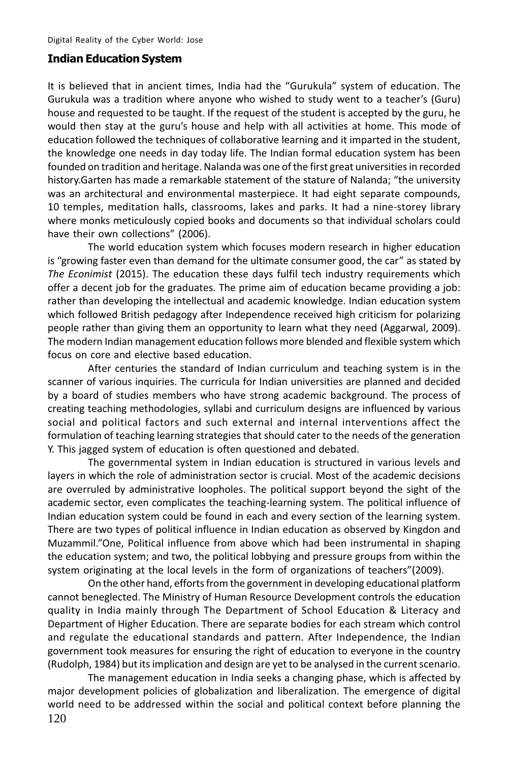## Indian Education System

It is believed that in ancient times, India had the "Gurukula" system of education. The Gurukula was a tradition where anyone who wished to study went to a teacher's (Guru) house and requested to be taught. If the request of the student is accepted by the guru, he would then stay at the guru's house and help with all activities at home. This mode of education followed the techniques of collaborative learning and it imparted in the student, the knowledge one needs in day today life. The Indian formal education system has been founded on tradition and heritage. Nalanda was one of the first great universities in recorded history.Garten has made a remarkable statement of the stature of Nalanda; "the university was an architectural and environmental masterpiece. It had eight separate compounds, 10 temples, meditation halls, classrooms, lakes and parks. It had a nine-storey library where monks meticulously copied books and documents so that individual scholars could have their own collections" (2006).

The world education system which focuses modern research in higher education is "growing faster even than demand for the ultimate consumer good, the car" as stated by *The Econimist* (2015). The education these days fulfil tech industry requirements which offer a decent job for the graduates. The prime aim of education became providing a job: rather than developing the intellectual and academic knowledge. Indian education system which followed British pedagogy after Independence received high criticism for polarizing people rather than giving them an opportunity to learn what they need (Aggarwal, 2009). The modern Indian management education follows more blended and flexible system which focus on core and elective based education.

After centuries the standard of Indian curriculum and teaching system is in the scanner of various inquiries. The curricula for Indian universities are planned and decided by a board of studies members who have strong academic background. The process of creating teaching methodologies, syllabi and curriculum designs are influenced by various social and political factors and such external and internal interventions affect the formulation of teaching learning strategies that should cater to the needs of the generation Y. This jagged system of education is often questioned and debated.

The governmental system in Indian education is structured in various levels and layers in which the role of administration sector is crucial. Most of the academic decisions are overruled by administrative loopholes. The political support beyond the sight of the academic sector, even complicates the teaching-learning system. The political influence of Indian education system could be found in each and every section of the learning system. There are two types of political influence in Indian education as observed by Kingdon and Muzammil."One, Political influence from above which had been instrumental in shaping the education system; and two, the political lobbying and pressure groups from within the system originating at the local levels in the form of organizations of teachers"(2009).

On the other hand, efforts from the government in developing educational platform cannot beneglected. The Ministry of Human Resource Development controls the education quality in India mainly through The Department of School Education & Literacy and Department of Higher Education. There are separate bodies for each stream which control and regulate the educational standards and pattern. After Independence, the Indian government took measures for ensuring the right of education to everyone in the country (Rudolph, 1984) but its implication and design are yet to be analysed in the current scenario.

The management education in India seeks a changing phase, which is affected by major development policies of globalization and liberalization. The emergence of digital world need to be addressed within the social and political context before planning the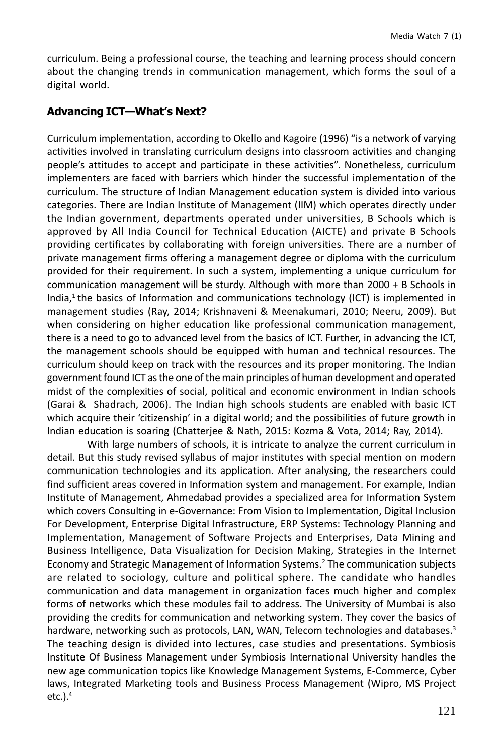curriculum. Being a professional course, the teaching and learning process should concern about the changing trends in communication management, which forms the soul of a digital world.

## Advancing ICT—What's Next?

Curriculum implementation, according to Okello and Kagoire (1996) "is a network of varying activities involved in translating curriculum designs into classroom activities and changing people's attitudes to accept and participate in these activities". Nonetheless, curriculum implementers are faced with barriers which hinder the successful implementation of the curriculum. The structure of Indian Management education system is divided into various categories. There are Indian Institute of Management (IIM) which operates directly under the Indian government, departments operated under universities, B Schools which is approved by All India Council for Technical Education (AICTE) and private B Schools providing certificates by collaborating with foreign universities. There are a number of private management firms offering a management degree or diploma with the curriculum provided for their requirement. In such a system, implementing a unique curriculum for communication management will be sturdy. Although with more than 2000 + B Schools in India,[1] the basics of Information and communications technology (ICT) is implemented in management studies (Ray, 2014; Krishnaveni & Meenakumari, 2010; Neeru, 2009). But when considering on higher education like professional communication management, there is a need to go to advanced level from the basics of ICT. Further, in advancing the ICT, the management schools should be equipped with human and technical resources. The curriculum should keep on track with the resources and its proper monitoring. The Indian government found ICT as the one of the main principles of human development and operated midst of the complexities of social, political and economic environment in Indian schools (Garai & Shadrach, 2006). The Indian high schools students are enabled with basic ICT which acquire their 'citizenship' in a digital world; and the possibilities of future growth in Indian education is soaring (Chatterjee & Nath, 2015: Kozma & Vota, 2014; Ray, 2014).

With large numbers of schools, it is intricate to analyze the current curriculum in detail. But this study revised syllabus of major institutes with special mention on modern communication technologies and its application. After analysing, the researchers could find sufficient areas covered in Information system and management. For example, Indian Institute of Management, Ahmedabad provides a specialized area for Information System which covers Consulting in e-Governance: From Vision to Implementation, Digital Inclusion For Development, Enterprise Digital Infrastructure, ERP Systems: Technology Planning and Implementation, Management of Software Projects and Enterprises, Data Mining and Business Intelligence, Data Visualization for Decision Making, Strategies in the Internet Economy and Strategic Management of Information Systems.[2] The communication subjects are related to sociology, culture and political sphere. The candidate who handles communication and data management in organization faces much higher and complex forms of networks which these modules fail to address. The University of Mumbai is also providing the credits for communication and networking system. They cover the basics of hardware, networking such as protocols, LAN, WAN, Telecom technologies and databases.[3] The teaching design is divided into lectures, case studies and presentations. Symbiosis Institute Of Business Management under Symbiosis International University handles the new age communication topics like Knowledge Management Systems, E-Commerce, Cyber laws, Integrated Marketing tools and Business Process Management (Wipro, MS Project etc.).[4]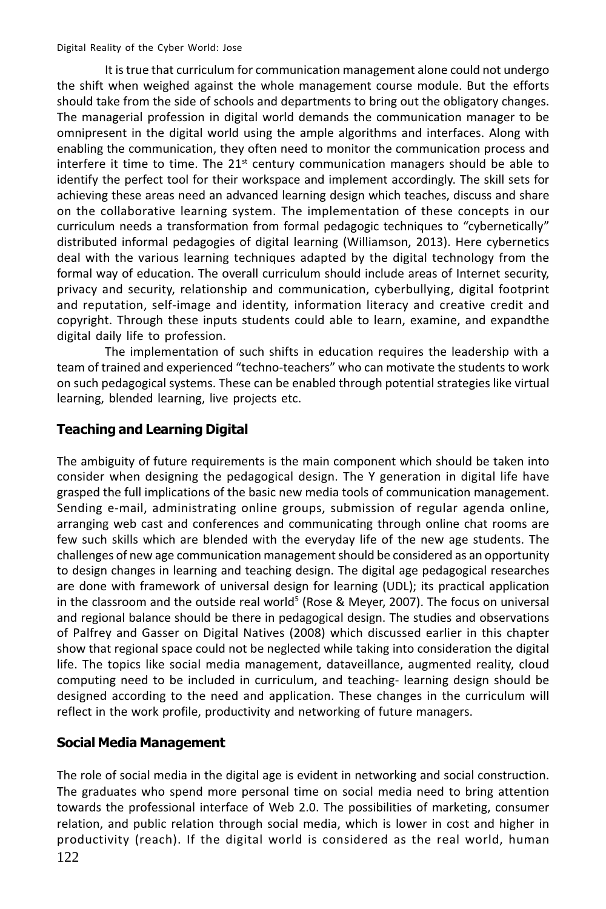It is true that curriculum for communication management alone could not undergo the shift when weighed against the whole management course module. But the efforts should take from the side of schools and departments to bring out the obligatory changes. The managerial profession in digital world demands the communication manager to be omnipresent in the digital world using the ample algorithms and interfaces. Along with enabling the communication, they often need to monitor the communication process and interfere it time to time. The 21st century communication managers should be able to identify the perfect tool for their workspace and implement accordingly. The skill sets for achieving these areas need an advanced learning design which teaches, discuss and share on the collaborative learning system. The implementation of these concepts in our curriculum needs a transformation from formal pedagogic techniques to "cybernetically" distributed informal pedagogies of digital learning (Williamson, 2013). Here cybernetics deal with the various learning techniques adapted by the digital technology from the formal way of education. The overall curriculum should include areas of Internet security, privacy and security, relationship and communication, cyberbullying, digital footprint and reputation, self-image and identity, information literacy and creative credit and copyright. Through these inputs students could able to learn, examine, and expandthe digital daily life to profession.

The implementation of such shifts in education requires the leadership with a team of trained and experienced "techno-teachers" who can motivate the students to work on such pedagogical systems. These can be enabled through potential strategies like virtual learning, blended learning, live projects etc.

## Teaching and Learning Digital

The ambiguity of future requirements is the main component which should be taken into consider when designing the pedagogical design. The Y generation in digital life have grasped the full implications of the basic new media tools of communication management. Sending e-mail, administrating online groups, submission of regular agenda online, arranging web cast and conferences and communicating through online chat rooms are few such skills which are blended with the everyday life of the new age students. The challenges of new age communication management should be considered as an opportunity to design changes in learning and teaching design. The digital age pedagogical researches are done with framework of universal design for learning (UDL); its practical application in the classroom and the outside real world[5] (Rose & Meyer, 2007). The focus on universal and regional balance should be there in pedagogical design. The studies and observations of Palfrey and Gasser on Digital Natives (2008) which discussed earlier in this chapter show that regional space could not be neglected while taking into consideration the digital life. The topics like social media management, dataveillance, augmented reality, cloud computing need to be included in curriculum, and teaching- learning design should be designed according to the need and application. These changes in the curriculum will reflect in the work profile, productivity and networking of future managers.

## Social Media Management

The role of social media in the digital age is evident in networking and social construction. The graduates who spend more personal time on social media need to bring attention towards the professional interface of Web 2.0. The possibilities of marketing, consumer relation, and public relation through social media, which is lower in cost and higher in productivity (reach). If the digital world is considered as the real world, human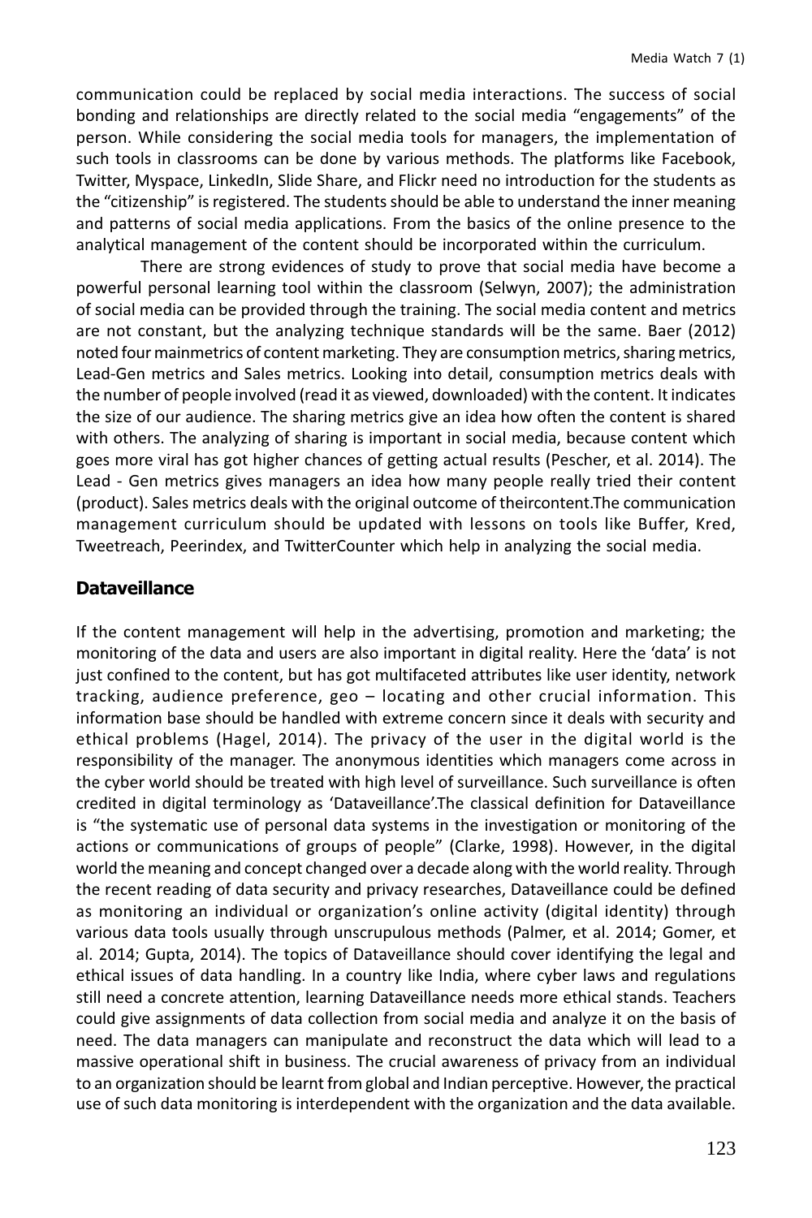communication could be replaced by social media interactions. The success of social bonding and relationships are directly related to the social media "engagements" of the person. While considering the social media tools for managers, the implementation of such tools in classrooms can be done by various methods. The platforms like Facebook, Twitter, Myspace, LinkedIn, Slide Share, and Flickr need no introduction for the students as the "citizenship" is registered. The students should be able to understand the inner meaning and patterns of social media applications. From the basics of the online presence to the analytical management of the content should be incorporated within the curriculum.

There are strong evidences of study to prove that social media have become a powerful personal learning tool within the classroom (Selwyn, 2007); the administration of social media can be provided through the training. The social media content and metrics are not constant, but the analyzing technique standards will be the same. Baer (2012) noted four mainmetrics of content marketing. They are consumption metrics, sharing metrics, Lead-Gen metrics and Sales metrics. Looking into detail, consumption metrics deals with the number of people involved (read it as viewed, downloaded) with the content. It indicates the size of our audience. The sharing metrics give an idea how often the content is shared with others. The analyzing of sharing is important in social media, because content which goes more viral has got higher chances of getting actual results (Pescher, et al. 2014). The Lead - Gen metrics gives managers an idea how many people really tried their content (product). Sales metrics deals with the original outcome of theircontent.The communication management curriculum should be updated with lessons on tools like Buffer, Kred, Tweetreach, Peerindex, and TwitterCounter which help in analyzing the social media.

## Dataveillance

If the content management will help in the advertising, promotion and marketing; the monitoring of the data and users are also important in digital reality. Here the 'data' is not just confined to the content, but has got multifaceted attributes like user identity, network tracking, audience preference, geo – locating and other crucial information. This information base should be handled with extreme concern since it deals with security and ethical problems (Hagel, 2014). The privacy of the user in the digital world is the responsibility of the manager. The anonymous identities which managers come across in the cyber world should be treated with high level of surveillance. Such surveillance is often credited in digital terminology as 'Dataveillance'.The classical definition for Dataveillance is "the systematic use of personal data systems in the investigation or monitoring of the actions or communications of groups of people" (Clarke, 1998). However, in the digital world the meaning and concept changed over a decade along with the world reality. Through the recent reading of data security and privacy researches, Dataveillance could be defined as monitoring an individual or organization's online activity (digital identity) through various data tools usually through unscrupulous methods (Palmer, et al. 2014; Gomer, et al. 2014; Gupta, 2014). The topics of Dataveillance should cover identifying the legal and ethical issues of data handling. In a country like India, where cyber laws and regulations still need a concrete attention, learning Dataveillance needs more ethical stands. Teachers could give assignments of data collection from social media and analyze it on the basis of need. The data managers can manipulate and reconstruct the data which will lead to a massive operational shift in business. The crucial awareness of privacy from an individual to an organization should be learnt from global and Indian perceptive. However, the practical use of such data monitoring is interdependent with the organization and the data available.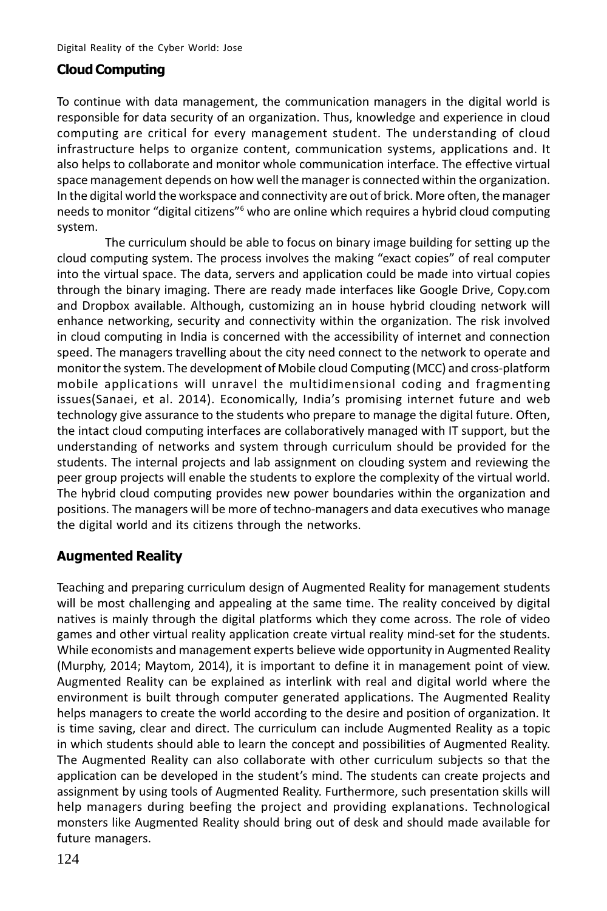## Cloud Computing

To continue with data management, the communication managers in the digital world is responsible for data security of an organization. Thus, knowledge and experience in cloud computing are critical for every management student. The understanding of cloud infrastructure helps to organize content, communication systems, applications and. It also helps to collaborate and monitor whole communication interface. The effective virtual space management depends on how well the manager is connected within the organization. In the digital world the workspace and connectivity are out of brick. More often, the manager needs to monitor "digital citizens"[6] who are online which requires a hybrid cloud computing system.

The curriculum should be able to focus on binary image building for setting up the cloud computing system. The process involves the making "exact copies" of real computer into the virtual space. The data, servers and application could be made into virtual copies through the binary imaging. There are ready made interfaces like Google Drive, Copy.com and Dropbox available. Although, customizing an in house hybrid clouding network will enhance networking, security and connectivity within the organization. The risk involved in cloud computing in India is concerned with the accessibility of internet and connection speed. The managers travelling about the city need connect to the network to operate and monitor the system. The development of Mobile cloud Computing (MCC) and cross-platform mobile applications will unravel the multidimensional coding and fragmenting issues(Sanaei, et al. 2014). Economically, India's promising internet future and web technology give assurance to the students who prepare to manage the digital future. Often, the intact cloud computing interfaces are collaboratively managed with IT support, but the understanding of networks and system through curriculum should be provided for the students. The internal projects and lab assignment on clouding system and reviewing the peer group projects will enable the students to explore the complexity of the virtual world. The hybrid cloud computing provides new power boundaries within the organization and positions. The managers will be more of techno-managers and data executives who manage the digital world and its citizens through the networks.

## Augmented Reality

Teaching and preparing curriculum design of Augmented Reality for management students will be most challenging and appealing at the same time. The reality conceived by digital natives is mainly through the digital platforms which they come across. The role of video games and other virtual reality application create virtual reality mind-set for the students. While economists and management experts believe wide opportunity in Augmented Reality (Murphy, 2014; Maytom, 2014), it is important to define it in management point of view. Augmented Reality can be explained as interlink with real and digital world where the environment is built through computer generated applications. The Augmented Reality helps managers to create the world according to the desire and position of organization. It is time saving, clear and direct. The curriculum can include Augmented Reality as a topic in which students should able to learn the concept and possibilities of Augmented Reality. The Augmented Reality can also collaborate with other curriculum subjects so that the application can be developed in the student's mind. The students can create projects and assignment by using tools of Augmented Reality. Furthermore, such presentation skills will help managers during beefing the project and providing explanations. Technological monsters like Augmented Reality should bring out of desk and should made available for future managers.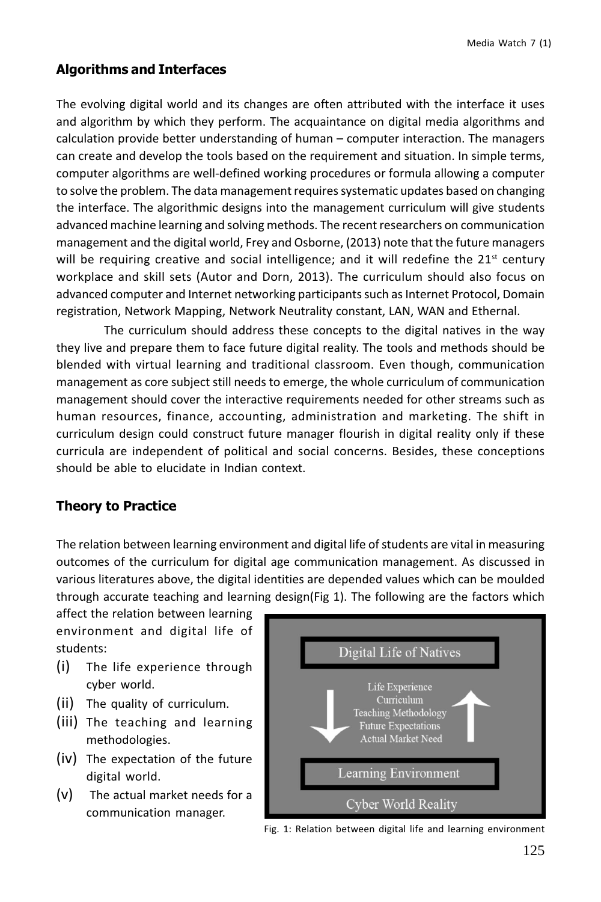## Algorithms and Interfaces

The evolving digital world and its changes are often attributed with the interface it uses and algorithm by which they perform. The acquaintance on digital media algorithms and calculation provide better understanding of human – computer interaction. The managers can create and develop the tools based on the requirement and situation. In simple terms, computer algorithms are well-defined working procedures or formula allowing a computer to solve the problem. The data management requires systematic updates based on changing the interface. The algorithmic designs into the management curriculum will give students advanced machine learning and solving methods. The recent researchers on communication management and the digital world, Frey and Osborne, (2013) note that the future managers will be requiring creative and social intelligence; and it will redefine the 21st century workplace and skill sets (Autor and Dorn, 2013). The curriculum should also focus on advanced computer and Internet networking participants such as Internet Protocol, Domain registration, Network Mapping, Network Neutrality constant, LAN, WAN and Ethernal.

The curriculum should address these concepts to the digital natives in the way they live and prepare them to face future digital reality. The tools and methods should be blended with virtual learning and traditional classroom. Even though, communication management as core subject still needs to emerge, the whole curriculum of communication management should cover the interactive requirements needed for other streams such as human resources, finance, accounting, administration and marketing. The shift in curriculum design could construct future manager flourish in digital reality only if these curricula are independent of political and social concerns. Besides, these conceptions should be able to elucidate in Indian context.

## Theory to Practice

The relation between learning environment and digital life of students are vital in measuring outcomes of the curriculum for digital age communication management. As discussed in various literatures above, the digital identities are depended values which can be moulded through accurate teaching and learning design(Fig 1). The following are the factors which affect the relation between learning environment and digital life of students:

(i) The life experience through cyber world.
(ii) The quality of curriculum.
(iii) The teaching and learning methodologies.
(iv) The expectation of the future digital world.
(v) The actual market needs for a communication manager.

Digital Life of Natives

Life Experience
Curriculum
Teaching Methodology
Future Expectations
Actual Market Need

Learning Environment

Cyber World Reality

Fig. 1: Relation between digital life and learning environment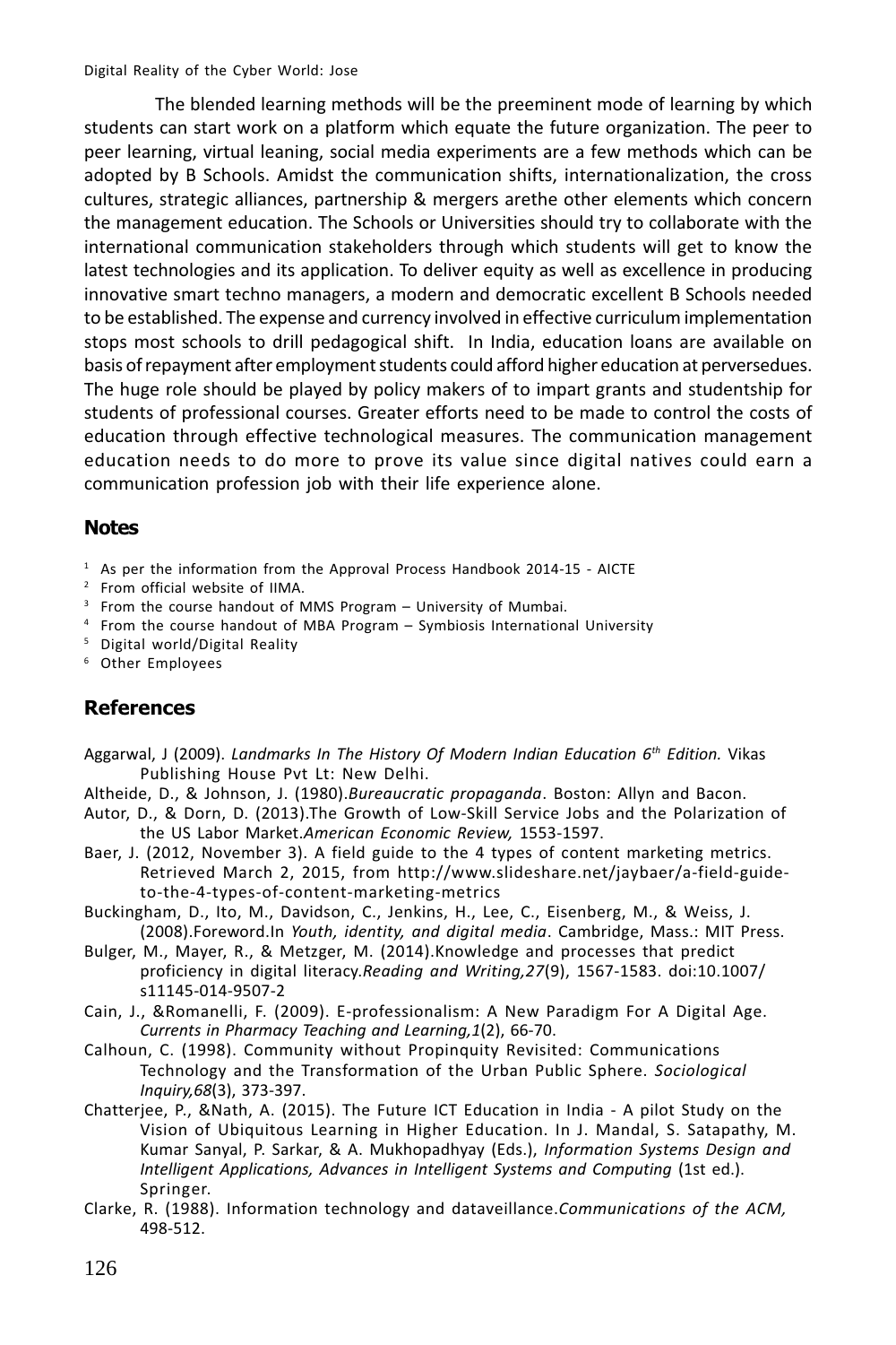The blended learning methods will be the preeminent mode of learning by which students can start work on a platform which equate the future organization. The peer to peer learning, virtual leaning, social media experiments are a few methods which can be adopted by B Schools. Amidst the communication shifts, internationalization, the cross cultures, strategic alliances, partnership & mergers arethe other elements which concern the management education. The Schools or Universities should try to collaborate with the international communication stakeholders through which students will get to know the latest technologies and its application. To deliver equity as well as excellence in producing innovative smart techno managers, a modern and democratic excellent B Schools needed to be established. The expense and currency involved in effective curriculum implementation stops most schools to drill pedagogical shift. In India, education loans are available on basis of repayment after employment students could afford higher education at perversedues. The huge role should be played by policy makers of to impart grants and studentship for students of professional courses. Greater efforts need to be made to control the costs of education through effective technological measures. The communication management education needs to do more to prove its value since digital natives could earn a communication profession job with their life experience alone.

## Notes

[1] As per the information from the Approval Process Handbook 2014-15 - AICTE
[2] From official website of IIMA.
[3] From the course handout of MMS Program – University of Mumbai.
[4] From the course handout of MBA Program – Symbiosis International University
[5] Digital world/Digital Reality
[6] Other Employees

## References

Aggarwal, J (2009). *Landmarks In The History Of Modern Indian Education 6th Edition.* Vikas Publishing House Pvt Lt: New Delhi.

Altheide, D., & Johnson, J. (1980).*Bureaucratic propaganda*. Boston: Allyn and Bacon.

Autor, D., & Dorn, D. (2013).The Growth of Low-Skill Service Jobs and the Polarization of the US Labor Market.*American Economic Review,* 1553-1597.

Baer, J. (2012, November 3). A field guide to the 4 types of content marketing metrics. Retrieved March 2, 2015, from http://www.slideshare.net/jaybaer/a-field-guide-to-the-4-types-of-content-marketing-metrics

Buckingham, D., Ito, M., Davidson, C., Jenkins, H., Lee, C., Eisenberg, M., & Weiss, J. (2008).Foreword.In *Youth, identity, and digital media*. Cambridge, Mass.: MIT Press.

Bulger, M., Mayer, R., & Metzger, M. (2014).Knowledge and processes that predict proficiency in digital literacy.*Reading and Writing,27*(9), 1567-1583. doi:10.1007/s11145-014-9507-2

Cain, J., &Romanelli, F. (2009). E-professionalism: A New Paradigm For A Digital Age. *Currents in Pharmacy Teaching and Learning,1*(2), 66-70.

Calhoun, C. (1998). Community without Propinquity Revisited: Communications Technology and the Transformation of the Urban Public Sphere. *Sociological Inquiry,68*(3), 373-397.

Chatterjee, P., &Nath, A. (2015). The Future ICT Education in India - A pilot Study on the Vision of Ubiquitous Learning in Higher Education. In J. Mandal, S. Satapathy, M. Kumar Sanyal, P. Sarkar, & A. Mukhopadhyay (Eds.), *Information Systems Design and Intelligent Applications, Advances in Intelligent Systems and Computing* (1st ed.). Springer.

Clarke, R. (1988). Information technology and dataveillance.*Communications of the ACM,* 498-512.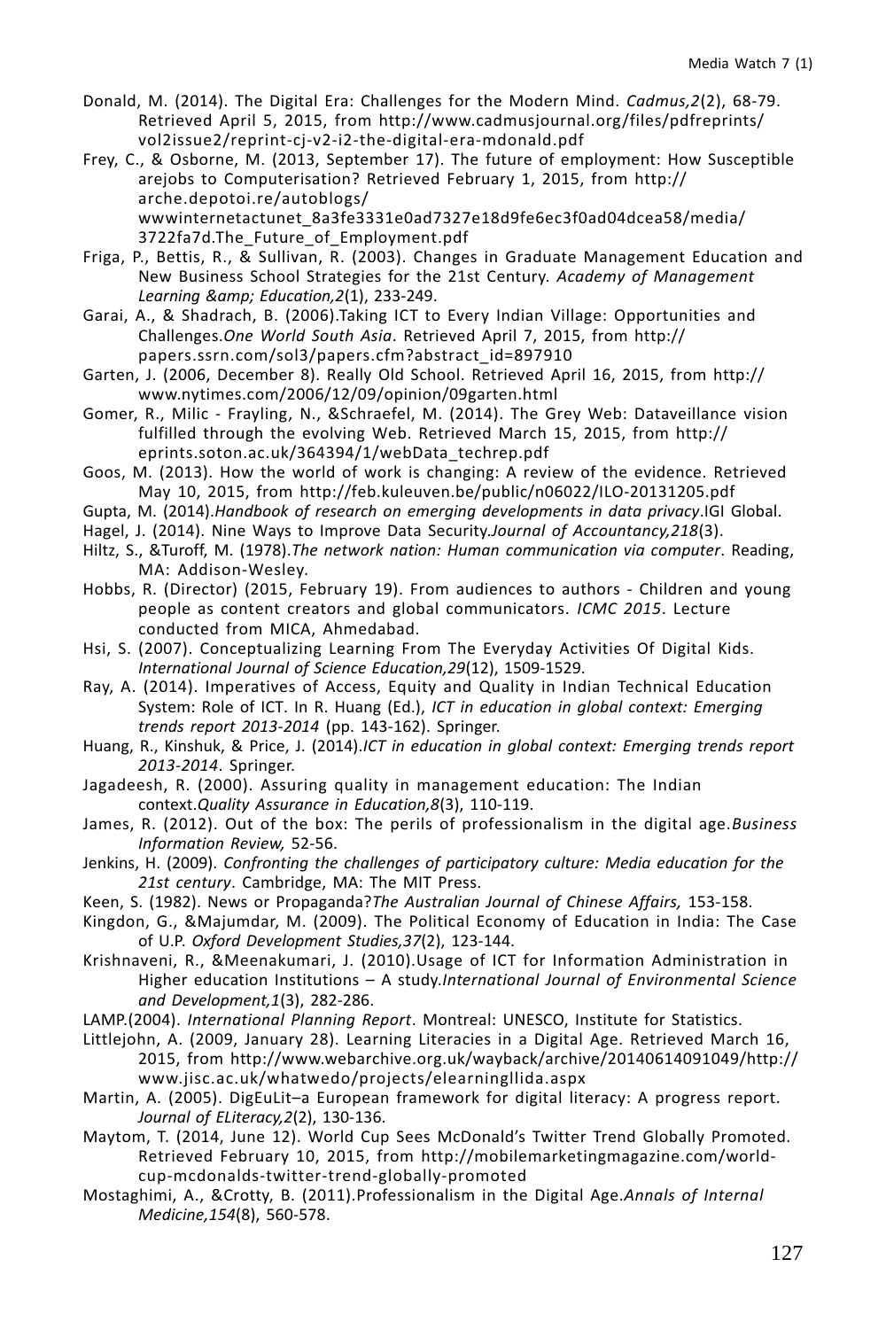Donald, M. (2014). The Digital Era: Challenges for the Modern Mind. *Cadmus,2*(2), 68-79. Retrieved April 5, 2015, from http://www.cadmusjournal.org/files/pdfreprints/vol2issue2/reprint-cj-v2-i2-the-digital-era-mdonald.pdf

Frey, C., & Osborne, M. (2013, September 17). The future of employment: How Susceptible arejobs to Computerisation? Retrieved February 1, 2015, from http://arche.depotoi.re/autoblogs/wwwinternetactunet_8a3fe3331e0ad7327e18d9fe6ec3f0ad04dcea58/media/3722fa7d.The_Future_of_Employment.pdf

Friga, P., Bettis, R., & Sullivan, R. (2003). Changes in Graduate Management Education and New Business School Strategies for the 21st Century. *Academy of Management Learning &amp; Education,2*(1), 233-249.

Garai, A., & Shadrach, B. (2006).Taking ICT to Every Indian Village: Opportunities and Challenges.*One World South Asia*. Retrieved April 7, 2015, from http://papers.ssrn.com/sol3/papers.cfm?abstract_id=897910

Garten, J. (2006, December 8). Really Old School. Retrieved April 16, 2015, from http://www.nytimes.com/2006/12/09/opinion/09garten.html

Gomer, R., Milic - Frayling, N., &Schraefel, M. (2014). The Grey Web: Dataveillance vision fulfilled through the evolving Web. Retrieved March 15, 2015, from http://eprints.soton.ac.uk/364394/1/webData_techrep.pdf

Goos, M. (2013). How the world of work is changing: A review of the evidence. Retrieved May 10, 2015, from http://feb.kuleuven.be/public/n06022/ILO-20131205.pdf

Gupta, M. (2014).*Handbook of research on emerging developments in data privacy*.IGI Global.

Hagel, J. (2014). Nine Ways to Improve Data Security.*Journal of Accountancy,218*(3).

Hiltz, S., &Turoff, M. (1978).*The network nation: Human communication via computer*. Reading, MA: Addison-Wesley.

Hobbs, R. (Director) (2015, February 19). From audiences to authors - Children and young people as content creators and global communicators. *ICMC 2015*. Lecture conducted from MICA, Ahmedabad.

Hsi, S. (2007). Conceptualizing Learning From The Everyday Activities Of Digital Kids. *International Journal of Science Education,29*(12), 1509-1529.

Ray, A. (2014). Imperatives of Access, Equity and Quality in Indian Technical Education System: Role of ICT. In R. Huang (Ed.), *ICT in education in global context: Emerging trends report 2013-2014* (pp. 143-162). Springer.

Huang, R., Kinshuk, & Price, J. (2014).*ICT in education in global context: Emerging trends report 2013-2014*. Springer.

Jagadeesh, R. (2000). Assuring quality in management education: The Indian context.*Quality Assurance in Education,8*(3), 110-119.

James, R. (2012). Out of the box: The perils of professionalism in the digital age.*Business Information Review,* 52-56.

Jenkins, H. (2009). *Confronting the challenges of participatory culture: Media education for the 21st century*. Cambridge, MA: The MIT Press.

Keen, S. (1982). News or Propaganda?*The Australian Journal of Chinese Affairs,* 153-158.

Kingdon, G., &Majumdar, M. (2009). The Political Economy of Education in India: The Case of U.P. *Oxford Development Studies,37*(2), 123-144.

Krishnaveni, R., &Meenakumari, J. (2010).Usage of ICT for Information Administration in Higher education Institutions – A study.*International Journal of Environmental Science and Development,1*(3), 282-286.

LAMP.(2004). *International Planning Report*. Montreal: UNESCO, Institute for Statistics.

Littlejohn, A. (2009, January 28). Learning Literacies in a Digital Age. Retrieved March 16, 2015, from http://www.webarchive.org.uk/wayback/archive/20140614091049/http://www.jisc.ac.uk/whatwedo/projects/elearningllida.aspx

Martin, A. (2005). DigEuLit–a European framework for digital literacy: A progress report. *Journal of ELiteracy,2*(2), 130-136.

Maytom, T. (2014, June 12). World Cup Sees McDonald's Twitter Trend Globally Promoted. Retrieved February 10, 2015, from http://mobilemarketingmagazine.com/world-cup-mcdonalds-twitter-trend-globally-promoted

Mostaghimi, A., &Crotty, B. (2011).Professionalism in the Digital Age.*Annals of Internal Medicine,154*(8), 560-578.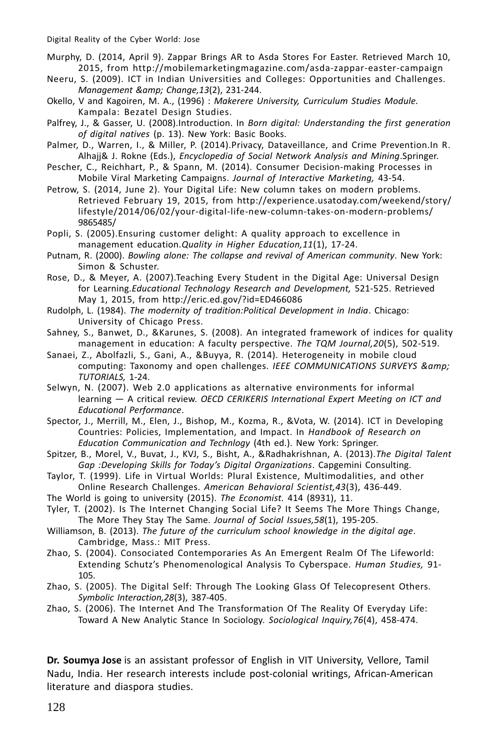Murphy, D. (2014, April 9). Zappar Brings AR to Asda Stores For Easter. Retrieved March 10, 2015, from http://mobilemarketingmagazine.com/asda-zappar-easter-campaign

Neeru, S. (2009). ICT in Indian Universities and Colleges: Opportunities and Challenges. *Management &amp; Change,13*(2), 231-244.

Okello, V and Kagoiren, M. A., (1996) : *Makerere University, Curriculum Studies Module.* Kampala: Bezatel Design Studies.

Palfrey, J., & Gasser, U. (2008).Introduction. In *Born digital: Understanding the first generation of digital natives* (p. 13). New York: Basic Books.

Palmer, D., Warren, I., & Miller, P. (2014).Privacy, Dataveillance, and Crime Prevention.In R. Alhajj& J. Rokne (Eds.), *Encyclopedia of Social Network Analysis and Mining*.Springer.

Pescher, C., Reichhart, P., & Spann, M. (2014). Consumer Decision-making Processes in Mobile Viral Marketing Campaigns. *Journal of Interactive Marketing,* 43-54.

Petrow, S. (2014, June 2). Your Digital Life: New column takes on modern problems. Retrieved February 19, 2015, from http://experience.usatoday.com/weekend/story/lifestyle/2014/06/02/your-digital-life-new-column-takes-on-modern-problems/9865485/

Popli, S. (2005).Ensuring customer delight: A quality approach to excellence in management education.*Quality in Higher Education,11*(1), 17-24.

Putnam, R. (2000). *Bowling alone: The collapse and revival of American community*. New York: Simon & Schuster.

Rose, D., & Meyer, A. (2007).Teaching Every Student in the Digital Age: Universal Design for Learning.*Educational Technology Research and Development,* 521-525. Retrieved May 1, 2015, from http://eric.ed.gov/?id=ED466086

Rudolph, L. (1984). *The modernity of tradition:Political Development in India*. Chicago: University of Chicago Press.

Sahney, S., Banwet, D., &Karunes, S. (2008). An integrated framework of indices for quality management in education: A faculty perspective. *The TQM Journal,20*(5), 502-519.

Sanaei, Z., Abolfazli, S., Gani, A., &Buyya, R. (2014). Heterogeneity in mobile cloud computing: Taxonomy and open challenges. *IEEE COMMUNICATIONS SURVEYS &amp; TUTORIALS,* 1-24.

Selwyn, N. (2007). Web 2.0 applications as alternative environments for informal learning — A critical review. *OECD CERIKERIS International Expert Meeting on ICT and Educational Performance*.

Spector, J., Merrill, M., Elen, J., Bishop, M., Kozma, R., &Vota, W. (2014). ICT in Developing Countries: Policies, Implementation, and Impact. In *Handbook of Research on Education Communication and Technlogy* (4th ed.). New York: Springer.

Spitzer, B., Morel, V., Buvat, J., KVJ, S., Bisht, A., &Radhakrishnan, A. (2013).*The Digital Talent Gap :Developing Skills for Today's Digital Organizations*. Capgemini Consulting.

Taylor, T. (1999). Life in Virtual Worlds: Plural Existence, Multimodalities, and other Online Research Challenges. *American Behavioral Scientist,43*(3), 436-449.

The World is going to university (2015). *The Economist.* 414 (8931), 11.

Tyler, T. (2002). Is The Internet Changing Social Life? It Seems The More Things Change, The More They Stay The Same. *Journal of Social Issues,58*(1), 195-205.

Williamson, B. (2013). *The future of the curriculum school knowledge in the digital age*. Cambridge, Mass.: MIT Press.

Zhao, S. (2004). Consociated Contemporaries As An Emergent Realm Of The Lifeworld: Extending Schutz's Phenomenological Analysis To Cyberspace. *Human Studies,* 91-105.

Zhao, S. (2005). The Digital Self: Through The Looking Glass Of Telecopresent Others. *Symbolic Interaction,28*(3), 387-405.

Zhao, S. (2006). The Internet And The Transformation Of The Reality Of Everyday Life: Toward A New Analytic Stance In Sociology. *Sociological Inquiry,76*(4), 458-474.

**Dr. Soumya Jose** is an assistant professor of English in VIT University, Vellore, Tamil Nadu, India. Her research interests include post-colonial writings, African-American literature and diaspora studies.